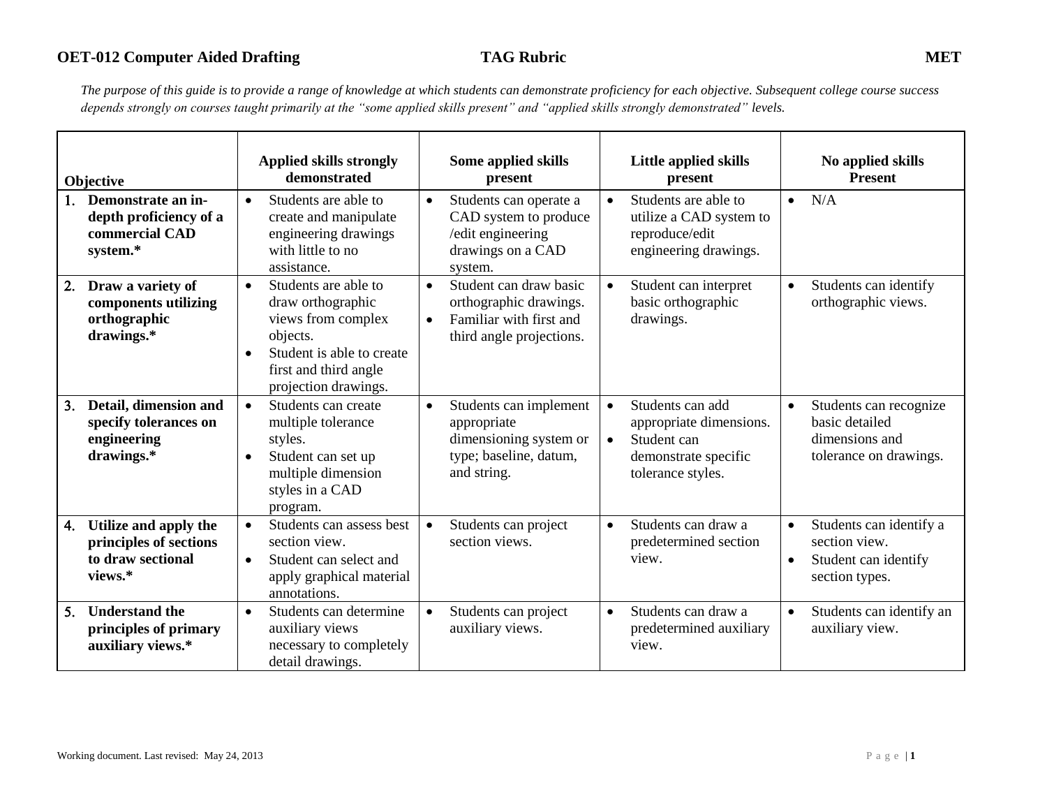**OET-012 Computer Aided Drafting** **TAG Rubric** **MET**

*The purpose of this guide is to provide a range of knowledge at which students can demonstrate proficiency for each objective. Subsequent college course success depends strongly on courses taught primarily at the "some applied skills present" and "applied skills strongly demonstrated" levels.*

| Objective | Applied skills strongly demonstrated | Some applied skills present | Little applied skills present | No applied skills Present |
|---|---|---|---|---|
| **1. Demonstrate an in-depth proficiency of a commercial CAD system.*** | • Students are able to create and manipulate engineering drawings with little to no assistance. | • Students can operate a CAD system to produce /edit engineering drawings on a CAD system. | • Students are able to utilize a CAD system to reproduce/edit engineering drawings. | • N/A |
| **2. Draw a variety of components utilizing orthographic drawings.*** | • Students are able to draw orthographic views from complex objects.<br>• Student is able to create first and third angle projection drawings. | • Student can draw basic orthographic drawings.<br>• Familiar with first and third angle projections. | • Student can interpret basic orthographic drawings. | • Students can identify orthographic views. |
| **3. Detail, dimension and specify tolerances on engineering drawings.*** | • Students can create multiple tolerance styles.<br>• Student can set up multiple dimension styles in a CAD program. | • Students can implement appropriate dimensioning system or type; baseline, datum, and string. | • Students can add appropriate dimensions.<br>• Student can demonstrate specific tolerance styles. | • Students can recognize basic detailed dimensions and tolerance on drawings. |
| **4. Utilize and apply the principles of sections to draw sectional views.*** | • Students can assess best section view.<br>• Student can select and apply graphical material annotations. | • Students can project section views. | • Students can draw a predetermined section view. | • Students can identify a section view.<br>• Student can identify section types. |
| **5. Understand the principles of primary auxiliary views.*** | • Students can determine auxiliary views necessary to completely detail drawings. | • Students can project auxiliary views. | • Students can draw a predetermined auxiliary view. | • Students can identify an auxiliary view. |

Working document. Last revised: May 24, 2013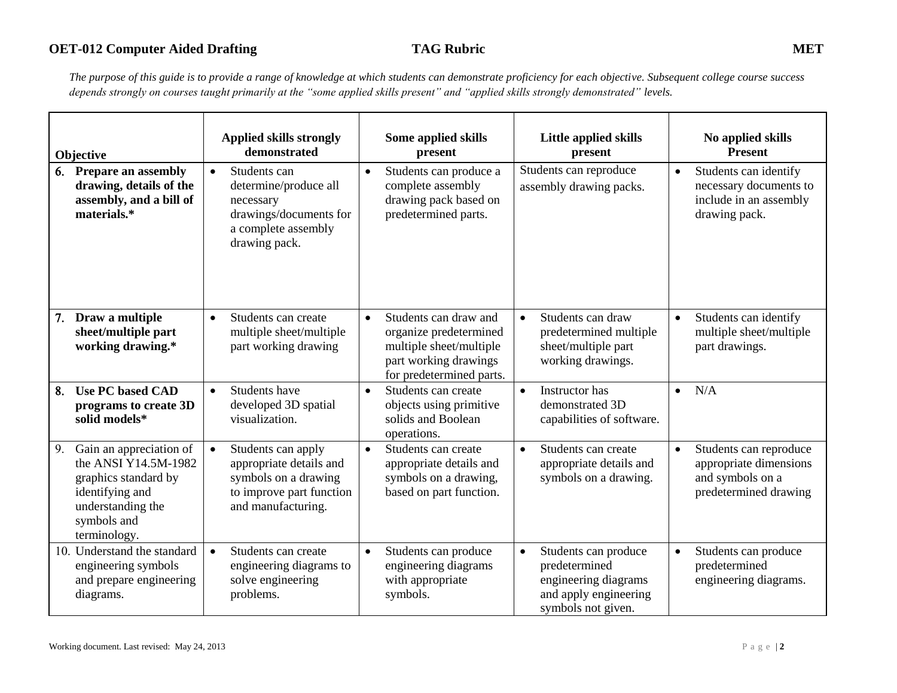**OET-012 Computer Aided Drafting** **TAG Rubric** **MET**

*The purpose of this guide is to provide a range of knowledge at which students can demonstrate proficiency for each objective. Subsequent college course success depends strongly on courses taught primarily at the "some applied skills present" and "applied skills strongly demonstrated" levels.*

| Objective | Applied skills strongly demonstrated | Some applied skills present | Little applied skills present | No applied skills Present |
|---|---|---|---|---|
| **6. Prepare an assembly drawing, details of the assembly, and a bill of materials.*** | • Students can determine/produce all necessary drawings/documents for a complete assembly drawing pack. | • Students can produce a complete assembly drawing pack based on predetermined parts. | Students can reproduce assembly drawing packs. | • Students can identify necessary documents to include in an assembly drawing pack. |
| **7. Draw a multiple sheet/multiple part working drawing.*** | • Students can create multiple sheet/multiple part working drawing | • Students can draw and organize predetermined multiple sheet/multiple part working drawings for predetermined parts. | • Students can draw predetermined multiple sheet/multiple part working drawings. | • Students can identify multiple sheet/multiple part drawings. |
| **8. Use PC based CAD programs to create 3D solid models*** | • Students have developed 3D spatial visualization. | • Students can create objects using primitive solids and Boolean operations. | • Instructor has demonstrated 3D capabilities of software. | • N/A |
| 9. Gain an appreciation of the ANSI Y14.5M-1982 graphics standard by identifying and understanding the symbols and terminology. | • Students can apply appropriate details and symbols on a drawing to improve part function and manufacturing. | • Students can create appropriate details and symbols on a drawing, based on part function. | • Students can create appropriate details and symbols on a drawing. | • Students can reproduce appropriate dimensions and symbols on a predetermined drawing |
| 10. Understand the standard engineering symbols and prepare engineering diagrams. | • Students can create engineering diagrams to solve engineering problems. | • Students can produce engineering diagrams with appropriate symbols. | • Students can produce predetermined engineering diagrams and apply engineering symbols not given. | • Students can produce predetermined engineering diagrams. |

Working document. Last revised: May 24, 2013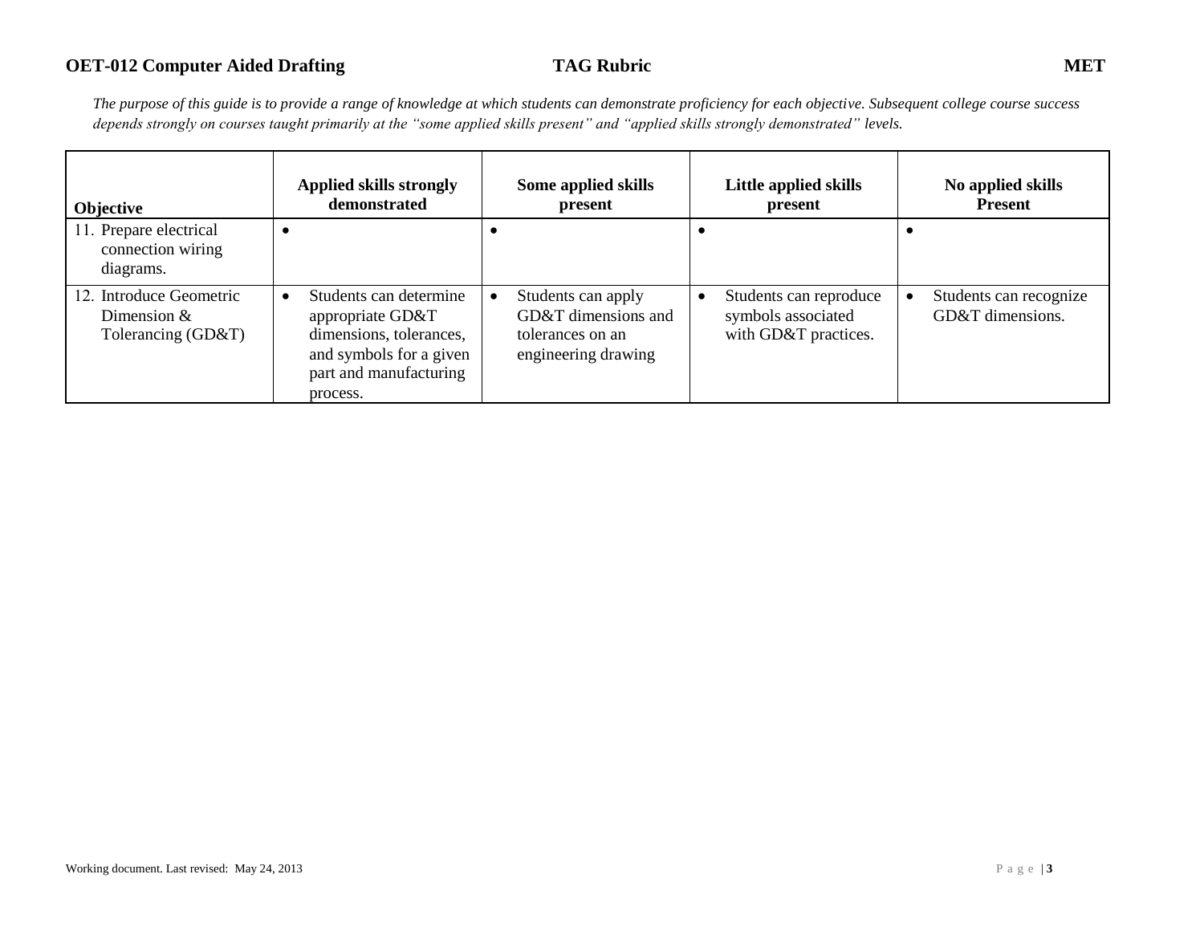**OET-012 Computer Aided Drafting** **TAG Rubric** **MET**

*The purpose of this guide is to provide a range of knowledge at which students can demonstrate proficiency for each objective. Subsequent college course success depends strongly on courses taught primarily at the "some applied skills present" and "applied skills strongly demonstrated" levels.*

| Objective | Applied skills strongly demonstrated | Some applied skills present | Little applied skills present | No applied skills Present |
|---|---|---|---|---|
| 11. Prepare electrical connection wiring diagrams. | • | • | • | • |
| 12. Introduce Geometric Dimension & Tolerancing (GD&T) | • Students can determine appropriate GD&T dimensions, tolerances, and symbols for a given part and manufacturing process. | • Students can apply GD&T dimensions and tolerances on an engineering drawing | • Students can reproduce symbols associated with GD&T practices. | • Students can recognize GD&T dimensions. |

Working document. Last revised: May 24, 2013